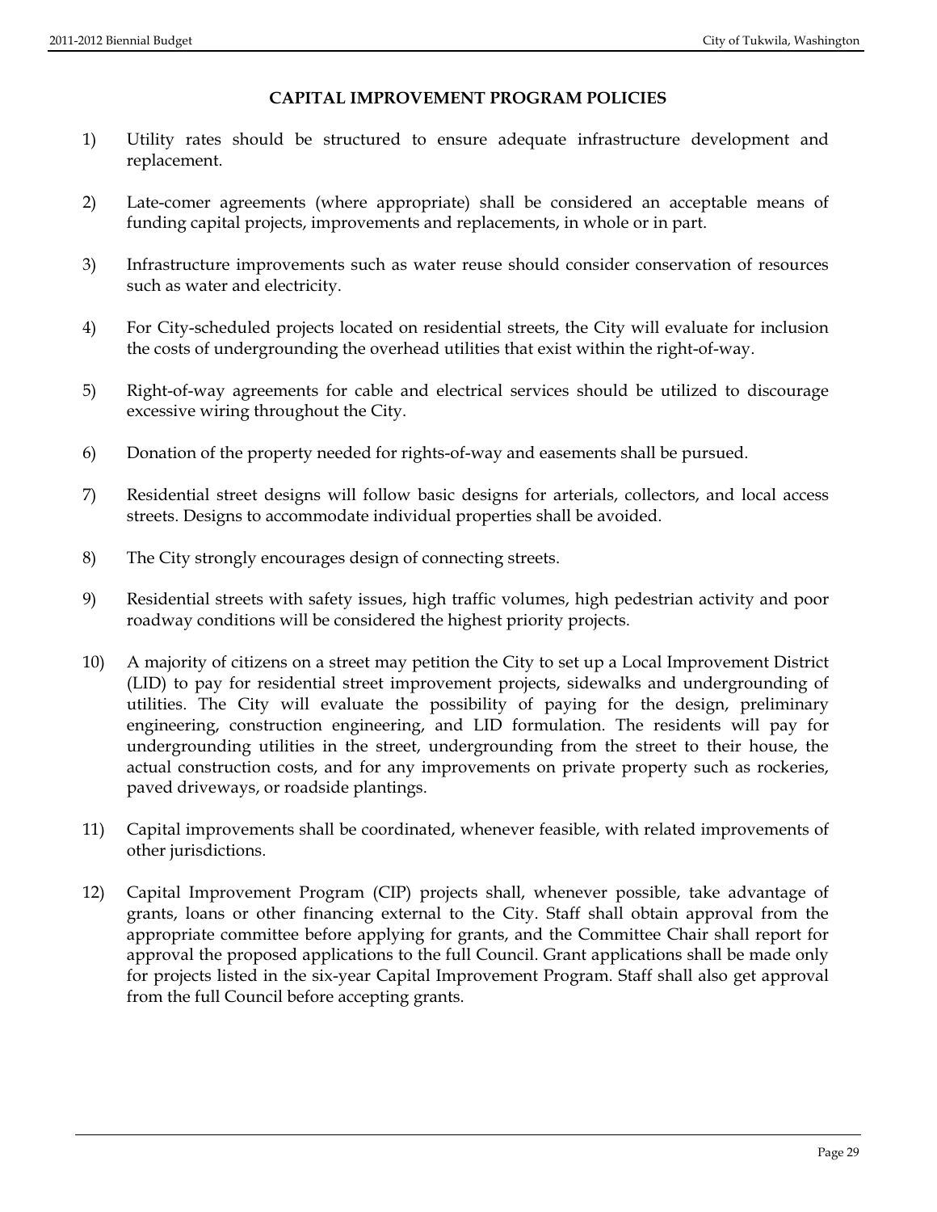# CAPITAL IMPROVEMENT PROGRAM POLICIES

1) Utility rates should be structured to ensure adequate infrastructure development and replacement.

2) Late-comer agreements (where appropriate) shall be considered an acceptable means of funding capital projects, improvements and replacements, in whole or in part.

3) Infrastructure improvements such as water reuse should consider conservation of resources such as water and electricity.

4) For City-scheduled projects located on residential streets, the City will evaluate for inclusion the costs of undergrounding the overhead utilities that exist within the right-of-way.

5) Right-of-way agreements for cable and electrical services should be utilized to discourage excessive wiring throughout the City.

6) Donation of the property needed for rights-of-way and easements shall be pursued.

7) Residential street designs will follow basic designs for arterials, collectors, and local access streets. Designs to accommodate individual properties shall be avoided.

8) The City strongly encourages design of connecting streets.

9) Residential streets with safety issues, high traffic volumes, high pedestrian activity and poor roadway conditions will be considered the highest priority projects.

10) A majority of citizens on a street may petition the City to set up a Local Improvement District (LID) to pay for residential street improvement projects, sidewalks and undergrounding of utilities. The City will evaluate the possibility of paying for the design, preliminary engineering, construction engineering, and LID formulation. The residents will pay for undergrounding utilities in the street, undergrounding from the street to their house, the actual construction costs, and for any improvements on private property such as rockeries, paved driveways, or roadside plantings.

11) Capital improvements shall be coordinated, whenever feasible, with related improvements of other jurisdictions.

12) Capital Improvement Program (CIP) projects shall, whenever possible, take advantage of grants, loans or other financing external to the City. Staff shall obtain approval from the appropriate committee before applying for grants, and the Committee Chair shall report for approval the proposed applications to the full Council. Grant applications shall be made only for projects listed in the six-year Capital Improvement Program. Staff shall also get approval from the full Council before accepting grants.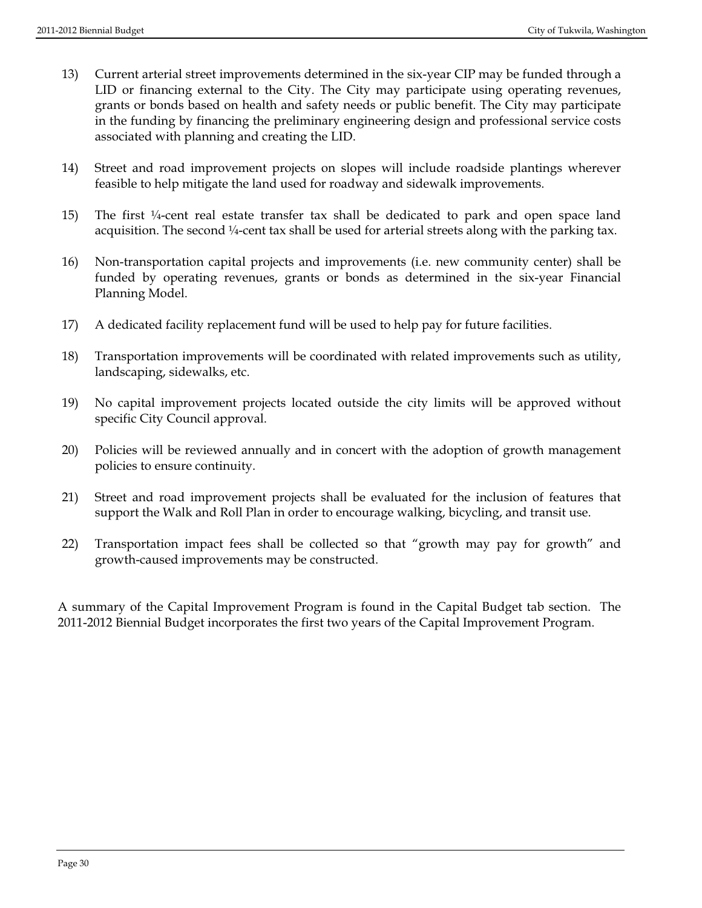13) Current arterial street improvements determined in the six-year CIP may be funded through a LID or financing external to the City. The City may participate using operating revenues, grants or bonds based on health and safety needs or public benefit. The City may participate in the funding by financing the preliminary engineering design and professional service costs associated with planning and creating the LID.

14) Street and road improvement projects on slopes will include roadside plantings wherever feasible to help mitigate the land used for roadway and sidewalk improvements.

15) The first ¼-cent real estate transfer tax shall be dedicated to park and open space land acquisition. The second ¼-cent tax shall be used for arterial streets along with the parking tax.

16) Non-transportation capital projects and improvements (i.e. new community center) shall be funded by operating revenues, grants or bonds as determined in the six-year Financial Planning Model.

17) A dedicated facility replacement fund will be used to help pay for future facilities.

18) Transportation improvements will be coordinated with related improvements such as utility, landscaping, sidewalks, etc.

19) No capital improvement projects located outside the city limits will be approved without specific City Council approval.

20) Policies will be reviewed annually and in concert with the adoption of growth management policies to ensure continuity.

21) Street and road improvement projects shall be evaluated for the inclusion of features that support the Walk and Roll Plan in order to encourage walking, bicycling, and transit use.

22) Transportation impact fees shall be collected so that "growth may pay for growth" and growth-caused improvements may be constructed.

A summary of the Capital Improvement Program is found in the Capital Budget tab section. The 2011-2012 Biennial Budget incorporates the first two years of the Capital Improvement Program.